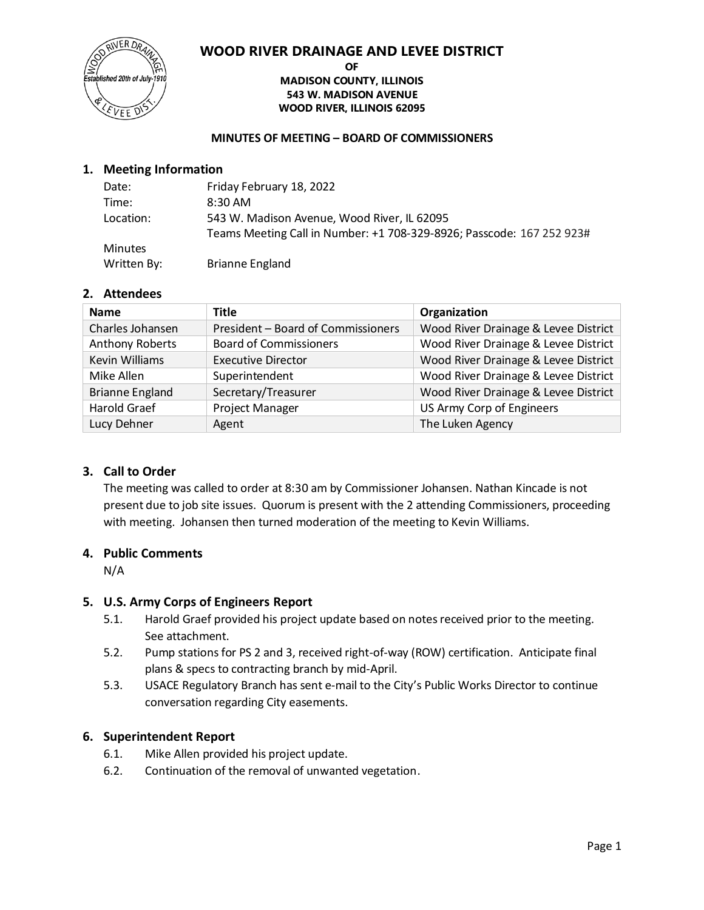# WOOD RIVER DRAINAGE AND LEVEE DISTRICT

**OF**
**MADISON COUNTY, ILLINOIS**
**543 W. MADISON AVENUE**
**WOOD RIVER, ILLINOIS 62095**

**MINUTES OF MEETING – BOARD OF COMMISSIONERS**

## 1. Meeting Information

| | |
|---|---|
| Date: | Friday February 18, 2022 |
| Time: | 8:30 AM |
| Location: | 543 W. Madison Avenue, Wood River, IL 62095<br>Teams Meeting Call in Number: +1 708-329-8926; Passcode: 167 252 923# |
| Minutes Written By: | Brianne England |

## 2. Attendees

| Name | Title | Organization |
|---|---|---|
| Charles Johansen | President – Board of Commissioners | Wood River Drainage & Levee District |
| Anthony Roberts | Board of Commissioners | Wood River Drainage & Levee District |
| Kevin Williams | Executive Director | Wood River Drainage & Levee District |
| Mike Allen | Superintendent | Wood River Drainage & Levee District |
| Brianne England | Secretary/Treasurer | Wood River Drainage & Levee District |
| Harold Graef | Project Manager | US Army Corp of Engineers |
| Lucy Dehner | Agent | The Luken Agency |

## 3. Call to Order

The meeting was called to order at 8:30 am by Commissioner Johansen. Nathan Kincade is not present due to job site issues. Quorum is present with the 2 attending Commissioners, proceeding with meeting. Johansen then turned moderation of the meeting to Kevin Williams.

## 4. Public Comments

N/A

## 5. U.S. Army Corps of Engineers Report

5.1. Harold Graef provided his project update based on notes received prior to the meeting. See attachment.

5.2. Pump stations for PS 2 and 3, received right-of-way (ROW) certification. Anticipate final plans & specs to contracting branch by mid-April.

5.3. USACE Regulatory Branch has sent e-mail to the City's Public Works Director to continue conversation regarding City easements.

## 6. Superintendent Report

6.1. Mike Allen provided his project update.

6.2. Continuation of the removal of unwanted vegetation.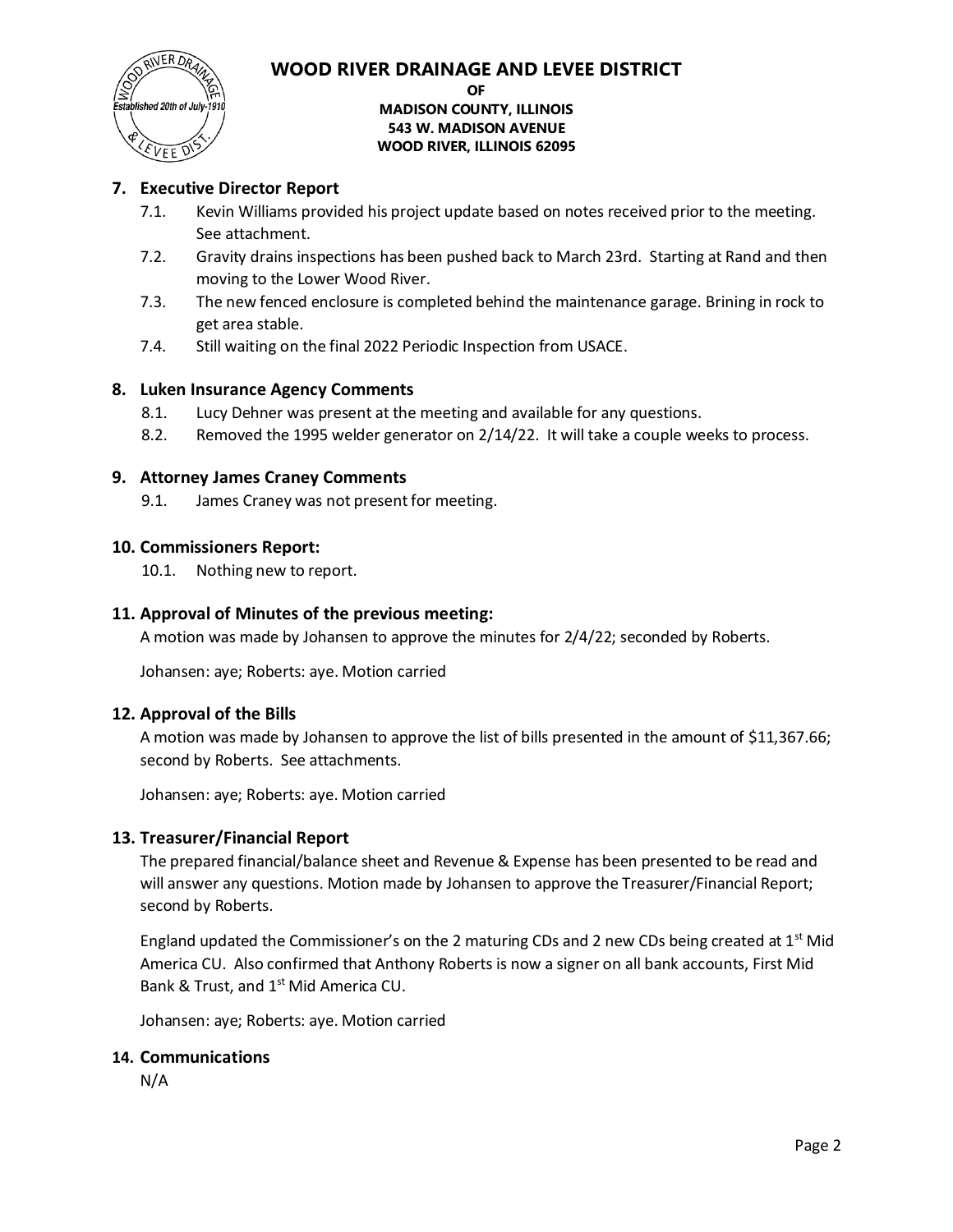# WOOD RIVER DRAINAGE AND LEVEE DISTRICT

**OF**
**MADISON COUNTY, ILLINOIS**
**543 W. MADISON AVENUE**
**WOOD RIVER, ILLINOIS 62095**

## 7. Executive Director Report

7.1. Kevin Williams provided his project update based on notes received prior to the meeting. See attachment.

7.2. Gravity drains inspections has been pushed back to March 23rd. Starting at Rand and then moving to the Lower Wood River.

7.3. The new fenced enclosure is completed behind the maintenance garage. Brining in rock to get area stable.

7.4. Still waiting on the final 2022 Periodic Inspection from USACE.

## 8. Luken Insurance Agency Comments

8.1. Lucy Dehner was present at the meeting and available for any questions.

8.2. Removed the 1995 welder generator on 2/14/22. It will take a couple weeks to process.

## 9. Attorney James Craney Comments

9.1. James Craney was not present for meeting.

## 10. Commissioners Report:

10.1. Nothing new to report.

## 11. Approval of Minutes of the previous meeting:

A motion was made by Johansen to approve the minutes for 2/4/22; seconded by Roberts.

Johansen: aye; Roberts: aye. Motion carried

## 12. Approval of the Bills

A motion was made by Johansen to approve the list of bills presented in the amount of $11,367.66; second by Roberts. See attachments.

Johansen: aye; Roberts: aye. Motion carried

## 13. Treasurer/Financial Report

The prepared financial/balance sheet and Revenue & Expense has been presented to be read and will answer any questions. Motion made by Johansen to approve the Treasurer/Financial Report; second by Roberts.

England updated the Commissioner's on the 2 maturing CDs and 2 new CDs being created at 1st Mid America CU. Also confirmed that Anthony Roberts is now a signer on all bank accounts, First Mid Bank & Trust, and 1st Mid America CU.

Johansen: aye; Roberts: aye. Motion carried

## 14. Communications

N/A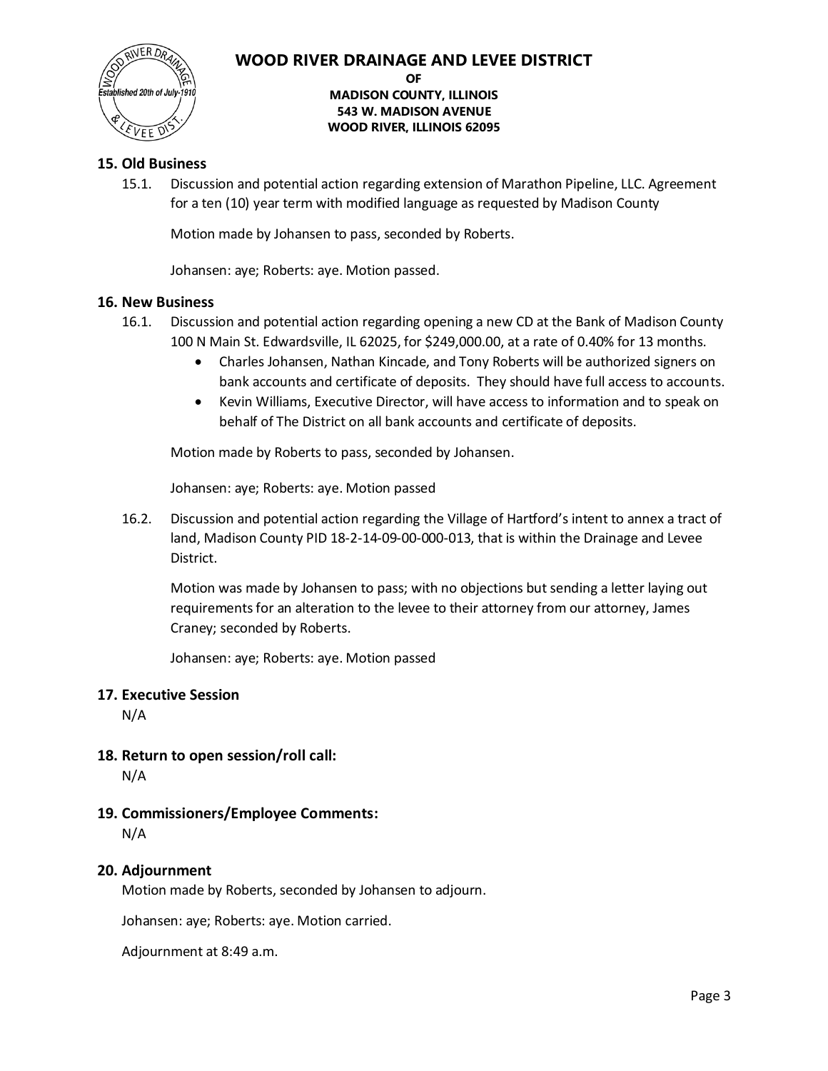## 15. Old Business

15.1. Discussion and potential action regarding extension of Marathon Pipeline, LLC. Agreement for a ten (10) year term with modified language as requested by Madison County

Motion made by Johansen to pass, seconded by Roberts.

Johansen: aye; Roberts: aye. Motion passed.

## 16. New Business

16.1. Discussion and potential action regarding opening a new CD at the Bank of Madison County 100 N Main St. Edwardsville, IL 62025, for $249,000.00, at a rate of 0.40% for 13 months.

- Charles Johansen, Nathan Kincade, and Tony Roberts will be authorized signers on bank accounts and certificate of deposits. They should have full access to accounts.
- Kevin Williams, Executive Director, will have access to information and to speak on behalf of The District on all bank accounts and certificate of deposits.

Motion made by Roberts to pass, seconded by Johansen.

Johansen: aye; Roberts: aye. Motion passed

16.2. Discussion and potential action regarding the Village of Hartford's intent to annex a tract of land, Madison County PID 18-2-14-09-00-000-013, that is within the Drainage and Levee District.

Motion was made by Johansen to pass; with no objections but sending a letter laying out requirements for an alteration to the levee to their attorney from our attorney, James Craney; seconded by Roberts.

Johansen: aye; Roberts: aye. Motion passed

## 17. Executive Session

N/A

## 18. Return to open session/roll call:

N/A

## 19. Commissioners/Employee Comments:

N/A

## 20. Adjournment

Motion made by Roberts, seconded by Johansen to adjourn.

Johansen: aye; Roberts: aye. Motion carried.

Adjournment at 8:49 a.m.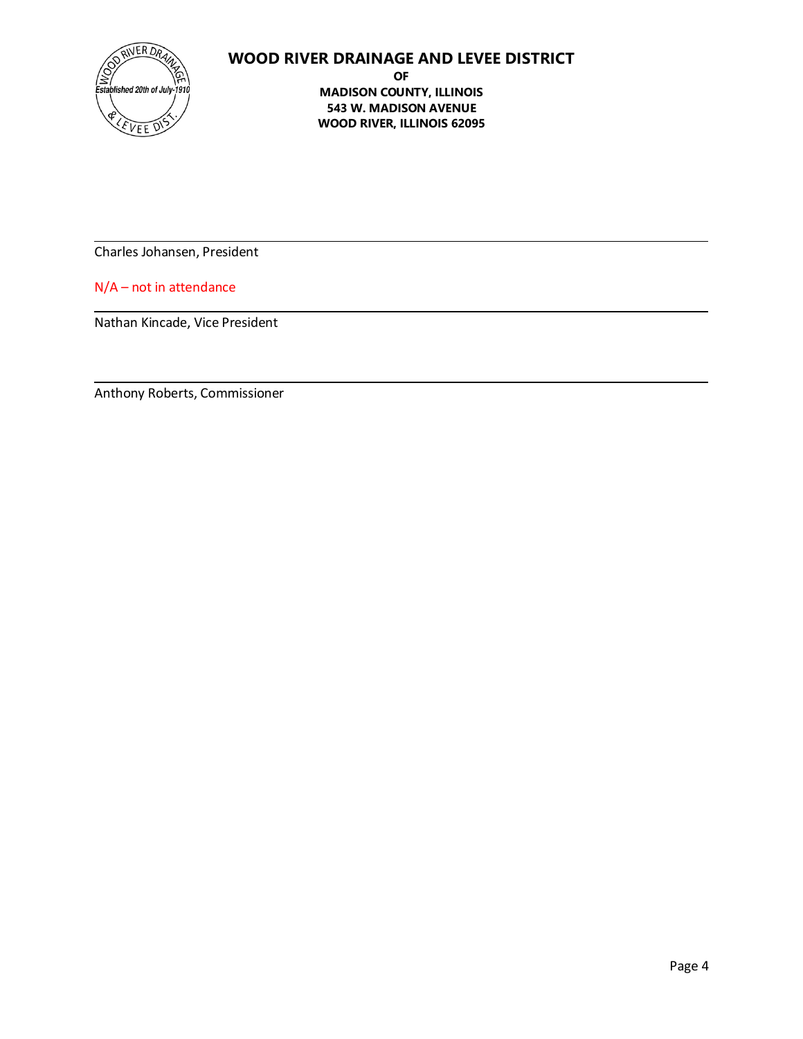**WOOD RIVER DRAINAGE AND LEVEE DISTRICT**

**OF**

**MADISON COUNTY, ILLINOIS**

**543 W. MADISON AVENUE**

**WOOD RIVER, ILLINOIS 62095**

---

Charles Johansen, President

N/A – not in attendance

---

Nathan Kincade, Vice President

---

Anthony Roberts, Commissioner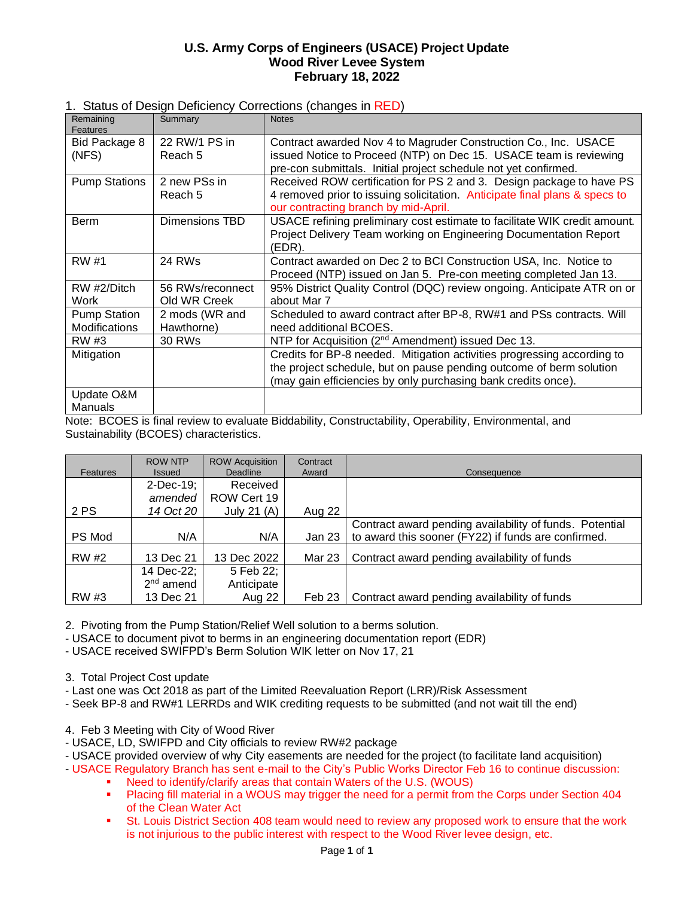# U.S. Army Corps of Engineers (USACE) Project Update
## Wood River Levee System
## February 18, 2022

1. Status of Design Deficiency Corrections (changes in RED)

| Remaining Features | Summary | Notes |
|---|---|---|
| Bid Package 8 (NFS) | 22 RW/1 PS in Reach 5 | Contract awarded Nov 4 to Magruder Construction Co., Inc. USACE issued Notice to Proceed (NTP) on Dec 15. USACE team is reviewing pre-con submittals. Initial project schedule not yet confirmed. |
| Pump Stations | 2 new PSs in Reach 5 | Received ROW certification for PS 2 and 3. Design package to have PS 4 removed prior to issuing solicitation. Anticipate final plans & specs to our contracting branch by mid-April. |
| Berm | Dimensions TBD | USACE refining preliminary cost estimate to facilitate WIK credit amount. Project Delivery Team working on Engineering Documentation Report (EDR). |
| RW #1 | 24 RWs | Contract awarded on Dec 2 to BCI Construction USA, Inc. Notice to Proceed (NTP) issued on Jan 5. Pre-con meeting completed Jan 13. |
| RW #2/Ditch Work | 56 RWs/reconnect Old WR Creek | 95% District Quality Control (DQC) review ongoing. Anticipate ATR on or about Mar 7 |
| Pump Station Modifications | 2 mods (WR and Hawthorne) | Scheduled to award contract after BP-8, RW#1 and PSs contracts. Will need additional BCOES. |
| RW #3 | 30 RWs | NTP for Acquisition (2nd Amendment) issued Dec 13. |
| Mitigation | | Credits for BP-8 needed. Mitigation activities progressing according to the project schedule, but on pause pending outcome of berm solution (may gain efficiencies by only purchasing bank credits once). |
| Update O&M Manuals | | |

Note: BCOES is final review to evaluate Biddability, Constructability, Operability, Environmental, and Sustainability (BCOES) characteristics.

| Features | ROW NTP Issued | ROW Acquisition Deadline | Contract Award | Consequence |
|---|---|---|---|---|
| 2 PS | 2-Dec-19; *amended 14 Oct 20* | Received ROW Cert 19 July 21 (A) | Aug 22 | |
| PS Mod | N/A | N/A | Jan 23 | Contract award pending availability of funds. Potential to award this sooner (FY22) if funds are confirmed. |
| RW #2 | 13 Dec 21 | 13 Dec 2022 | Mar 23 | Contract award pending availability of funds |
| RW #3 | 14 Dec-22; 2nd amend 13 Dec 21 | 5 Feb 22; Anticipate Aug 22 | Feb 23 | Contract award pending availability of funds |

2. Pivoting from the Pump Station/Relief Well solution to a berms solution.
- USACE to document pivot to berms in an engineering documentation report (EDR)
- USACE received SWIFPD's Berm Solution WIK letter on Nov 17, 21

3. Total Project Cost update
- Last one was Oct 2018 as part of the Limited Reevaluation Report (LRR)/Risk Assessment
- Seek BP-8 and RW#1 LERRDs and WIK crediting requests to be submitted (and not wait till the end)

4. Feb 3 Meeting with City of Wood River
- USACE, LD, SWIFPD and City officials to review RW#2 package
- USACE provided overview of why City easements are needed for the project (to facilitate land acquisition)
- USACE Regulatory Branch has sent e-mail to the City's Public Works Director Feb 16 to continue discussion:
  - Need to identify/clarify areas that contain Waters of the U.S. (WOUS)
  - Placing fill material in a WOUS may trigger the need for a permit from the Corps under Section 404 of the Clean Water Act
  - St. Louis District Section 408 team would need to review any proposed work to ensure that the work is not injurious to the public interest with respect to the Wood River levee design, etc.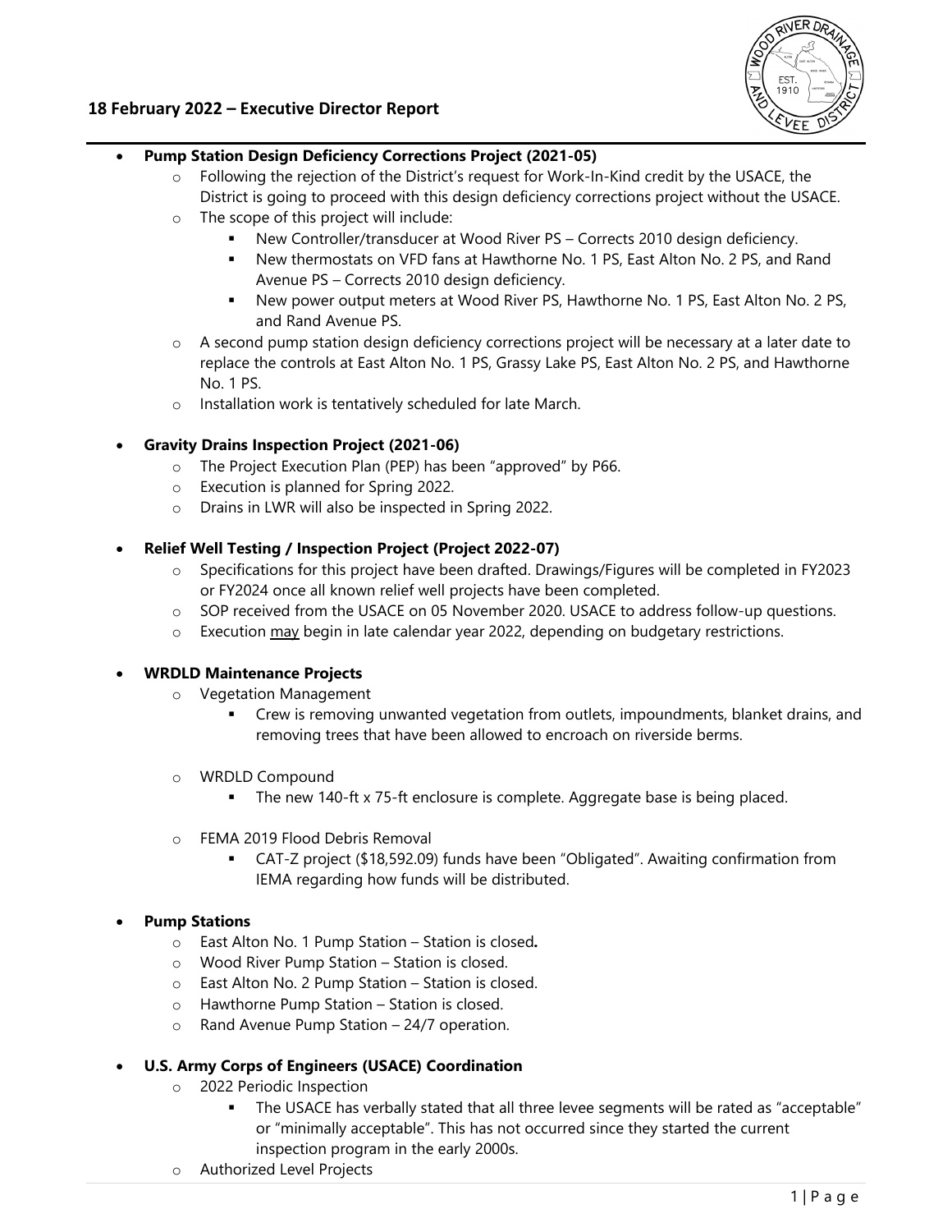## 18 February 2022 – Executive Director Report

- **Pump Station Design Deficiency Corrections Project (2021-05)**
  - Following the rejection of the District's request for Work-In-Kind credit by the USACE, the District is going to proceed with this design deficiency corrections project without the USACE.
  - The scope of this project will include:
    - New Controller/transducer at Wood River PS – Corrects 2010 design deficiency.
    - New thermostats on VFD fans at Hawthorne No. 1 PS, East Alton No. 2 PS, and Rand Avenue PS – Corrects 2010 design deficiency.
    - New power output meters at Wood River PS, Hawthorne No. 1 PS, East Alton No. 2 PS, and Rand Avenue PS.
  - A second pump station design deficiency corrections project will be necessary at a later date to replace the controls at East Alton No. 1 PS, Grassy Lake PS, East Alton No. 2 PS, and Hawthorne No. 1 PS.
  - Installation work is tentatively scheduled for late March.

- **Gravity Drains Inspection Project (2021-06)**
  - The Project Execution Plan (PEP) has been "approved" by P66.
  - Execution is planned for Spring 2022.
  - Drains in LWR will also be inspected in Spring 2022.

- **Relief Well Testing / Inspection Project (Project 2022-07)**
  - Specifications for this project have been drafted. Drawings/Figures will be completed in FY2023 or FY2024 once all known relief well projects have been completed.
  - SOP received from the USACE on 05 November 2020. USACE to address follow-up questions.
  - Execution <u>may</u> begin in late calendar year 2022, depending on budgetary restrictions.

- **WRDLD Maintenance Projects**
  - Vegetation Management
    - Crew is removing unwanted vegetation from outlets, impoundments, blanket drains, and removing trees that have been allowed to encroach on riverside berms.
  - WRDLD Compound
    - The new 140-ft x 75-ft enclosure is complete. Aggregate base is being placed.
  - FEMA 2019 Flood Debris Removal
    - CAT-Z project ($18,592.09) funds have been "Obligated". Awaiting confirmation from IEMA regarding how funds will be distributed.

- **Pump Stations**
  - East Alton No. 1 Pump Station – Station is closed**.**
  - Wood River Pump Station – Station is closed.
  - East Alton No. 2 Pump Station – Station is closed.
  - Hawthorne Pump Station – Station is closed.
  - Rand Avenue Pump Station – 24/7 operation.

- **U.S. Army Corps of Engineers (USACE) Coordination**
  - 2022 Periodic Inspection
    - The USACE has verbally stated that all three levee segments will be rated as "acceptable" or "minimally acceptable". This has not occurred since they started the current inspection program in the early 2000s.
  - Authorized Level Projects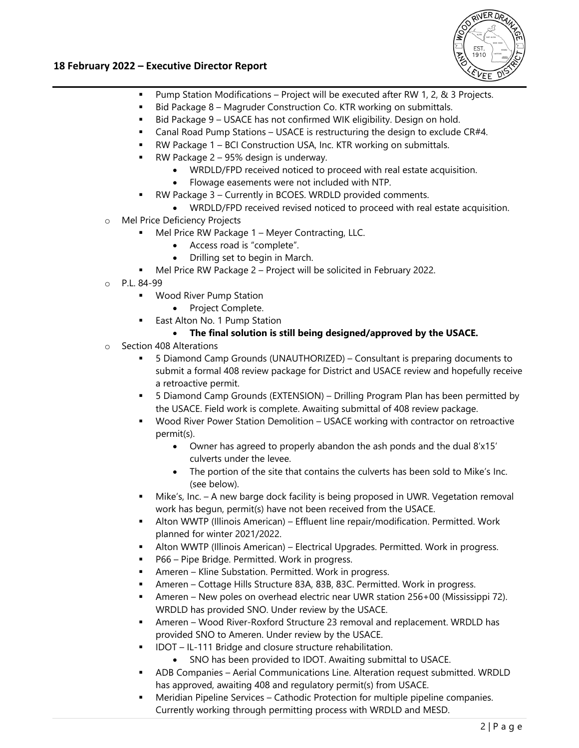- Pump Station Modifications – Project will be executed after RW 1, 2, & 3 Projects.
    - Bid Package 8 – Magruder Construction Co. KTR working on submittals.
    - Bid Package 9 – USACE has not confirmed WIK eligibility. Design on hold.
    - Canal Road Pump Stations – USACE is restructuring the design to exclude CR#4.
    - RW Package 1 – BCI Construction USA, Inc. KTR working on submittals.
    - RW Package 2 – 95% design is underway.
        - WRDLD/FPD received noticed to proceed with real estate acquisition.
        - Flowage easements were not included with NTP.
    - RW Package 3 – Currently in BCOES. WRDLD provided comments.
        - WRDLD/FPD received revised noticed to proceed with real estate acquisition.
- Mel Price Deficiency Projects
    - Mel Price RW Package 1 – Meyer Contracting, LLC.
        - Access road is "complete".
        - Drilling set to begin in March.
    - Mel Price RW Package 2 – Project will be solicited in February 2022.
- P.L. 84-99
    - Wood River Pump Station
        - Project Complete.
    - East Alton No. 1 Pump Station
        - **The final solution is still being designed/approved by the USACE.**
- Section 408 Alterations
    - 5 Diamond Camp Grounds (UNAUTHORIZED) – Consultant is preparing documents to submit a formal 408 review package for District and USACE review and hopefully receive a retroactive permit.
    - 5 Diamond Camp Grounds (EXTENSION) – Drilling Program Plan has been permitted by the USACE. Field work is complete. Awaiting submittal of 408 review package.
    - Wood River Power Station Demolition – USACE working with contractor on retroactive permit(s).
        - Owner has agreed to properly abandon the ash ponds and the dual 8'x15' culverts under the levee.
        - The portion of the site that contains the culverts has been sold to Mike's Inc. (see below).
    - Mike's, Inc. – A new barge dock facility is being proposed in UWR. Vegetation removal work has begun, permit(s) have not been received from the USACE.
    - Alton WWTP (Illinois American) – Effluent line repair/modification. Permitted. Work planned for winter 2021/2022.
    - Alton WWTP (Illinois American) – Electrical Upgrades. Permitted. Work in progress.
    - P66 – Pipe Bridge. Permitted. Work in progress.
    - Ameren – Kline Substation. Permitted. Work in progress.
    - Ameren – Cottage Hills Structure 83A, 83B, 83C. Permitted. Work in progress.
    - Ameren – New poles on overhead electric near UWR station 256+00 (Mississippi 72). WRDLD has provided SNO. Under review by the USACE.
    - Ameren – Wood River-Roxford Structure 23 removal and replacement. WRDLD has provided SNO to Ameren. Under review by the USACE.
    - IDOT – IL-111 Bridge and closure structure rehabilitation.
        - SNO has been provided to IDOT. Awaiting submittal to USACE.
    - ADB Companies – Aerial Communications Line. Alteration request submitted. WRDLD has approved, awaiting 408 and regulatory permit(s) from USACE.
    - Meridian Pipeline Services – Cathodic Protection for multiple pipeline companies. Currently working through permitting process with WRDLD and MESD.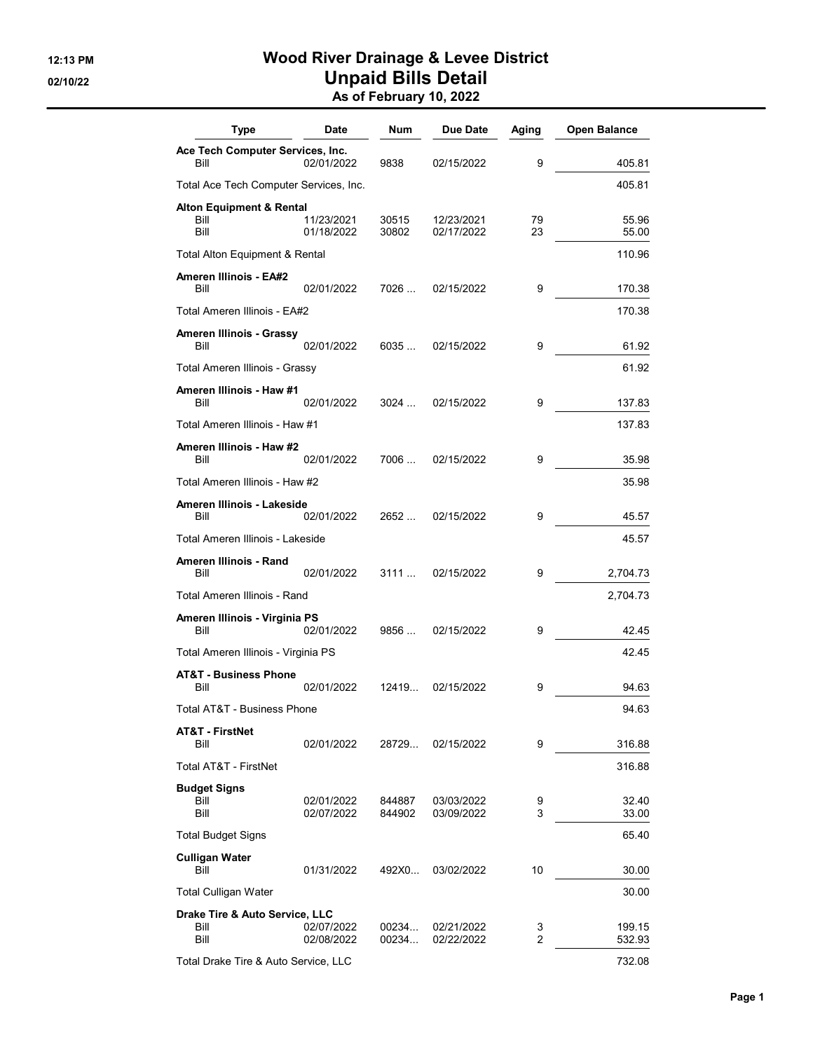# Wood River Drainage & Levee District

## Unpaid Bills Detail

### As of February 10, 2022

12:13 PM
02/10/22

| Type | Date | Num | Due Date | Aging | Open Balance |
|---|---|---|---|---|---|
| **Ace Tech Computer Services, Inc.** | | | | | |
| Bill | 02/01/2022 | 9838 | 02/15/2022 | 9 | 405.81 |
| Total Ace Tech Computer Services, Inc. | | | | | 405.81 |
| **Alton Equipment & Rental** | | | | | |
| Bill | 11/23/2021 | 30515 | 12/23/2021 | 79 | 55.96 |
| Bill | 01/18/2022 | 30802 | 02/17/2022 | 23 | 55.00 |
| Total Alton Equipment & Rental | | | | | 110.96 |
| **Ameren Illinois - EA#2** | | | | | |
| Bill | 02/01/2022 | 7026 ... | 02/15/2022 | 9 | 170.38 |
| Total Ameren Illinois - EA#2 | | | | | 170.38 |
| **Ameren Illinois - Grassy** | | | | | |
| Bill | 02/01/2022 | 6035 ... | 02/15/2022 | 9 | 61.92 |
| Total Ameren Illinois - Grassy | | | | | 61.92 |
| **Ameren Illinois - Haw #1** | | | | | |
| Bill | 02/01/2022 | 3024 ... | 02/15/2022 | 9 | 137.83 |
| Total Ameren Illinois - Haw #1 | | | | | 137.83 |
| **Ameren Illinois - Haw #2** | | | | | |
| Bill | 02/01/2022 | 7006 ... | 02/15/2022 | 9 | 35.98 |
| Total Ameren Illinois - Haw #2 | | | | | 35.98 |
| **Ameren Illinois - Lakeside** | | | | | |
| Bill | 02/01/2022 | 2652 ... | 02/15/2022 | 9 | 45.57 |
| Total Ameren Illinois - Lakeside | | | | | 45.57 |
| **Ameren Illinois - Rand** | | | | | |
| Bill | 02/01/2022 | 3111 ... | 02/15/2022 | 9 | 2,704.73 |
| Total Ameren Illinois - Rand | | | | | 2,704.73 |
| **Ameren Illinois - Virginia PS** | | | | | |
| Bill | 02/01/2022 | 9856 ... | 02/15/2022 | 9 | 42.45 |
| Total Ameren Illinois - Virginia PS | | | | | 42.45 |
| **AT&T - Business Phone** | | | | | |
| Bill | 02/01/2022 | 12419... | 02/15/2022 | 9 | 94.63 |
| Total AT&T - Business Phone | | | | | 94.63 |
| **AT&T - FirstNet** | | | | | |
| Bill | 02/01/2022 | 28729... | 02/15/2022 | 9 | 316.88 |
| Total AT&T - FirstNet | | | | | 316.88 |
| **Budget Signs** | | | | | |
| Bill | 02/01/2022 | 844887 | 03/03/2022 | 9 | 32.40 |
| Bill | 02/07/2022 | 844902 | 03/09/2022 | 3 | 33.00 |
| Total Budget Signs | | | | | 65.40 |
| **Culligan Water** | | | | | |
| Bill | 01/31/2022 | 492X0... | 03/02/2022 | 10 | 30.00 |
| Total Culligan Water | | | | | 30.00 |
| **Drake Tire & Auto Service, LLC** | | | | | |
| Bill | 02/07/2022 | 00234... | 02/21/2022 | 3 | 199.15 |
| Bill | 02/08/2022 | 00234... | 02/22/2022 | 2 | 532.93 |
| Total Drake Tire & Auto Service, LLC | | | | | 732.08 |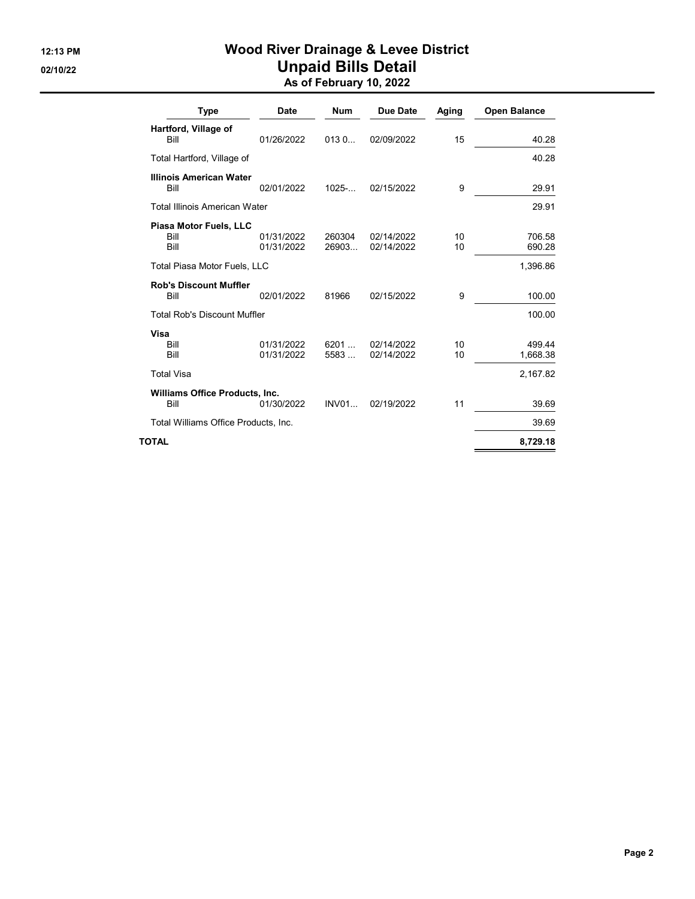# Wood River Drainage & Levee District

## Unpaid Bills Detail

### As of February 10, 2022

| Type | Date | Num | Due Date | Aging | Open Balance |
|---|---|---|---|---|---|
| **Hartford, Village of** | | | | | |
| Bill | 01/26/2022 | 013 0... | 02/09/2022 | 15 | 40.28 |
| Total Hartford, Village of | | | | | 40.28 |
| **Illinois American Water** | | | | | |
| Bill | 02/01/2022 | 1025-... | 02/15/2022 | 9 | 29.91 |
| Total Illinois American Water | | | | | 29.91 |
| **Piasa Motor Fuels, LLC** | | | | | |
| Bill | 01/31/2022 | 260304 | 02/14/2022 | 10 | 706.58 |
| Bill | 01/31/2022 | 26903... | 02/14/2022 | 10 | 690.28 |
| Total Piasa Motor Fuels, LLC | | | | | 1,396.86 |
| **Rob's Discount Muffler** | | | | | |
| Bill | 02/01/2022 | 81966 | 02/15/2022 | 9 | 100.00 |
| Total Rob's Discount Muffler | | | | | 100.00 |
| **Visa** | | | | | |
| Bill | 01/31/2022 | 6201 ... | 02/14/2022 | 10 | 499.44 |
| Bill | 01/31/2022 | 5583 ... | 02/14/2022 | 10 | 1,668.38 |
| Total Visa | | | | | 2,167.82 |
| **Williams Office Products, Inc.** | | | | | |
| Bill | 01/30/2022 | INV01... | 02/19/2022 | 11 | 39.69 |
| Total Williams Office Products, Inc. | | | | | 39.69 |
| **TOTAL** | | | | | **8,729.18** |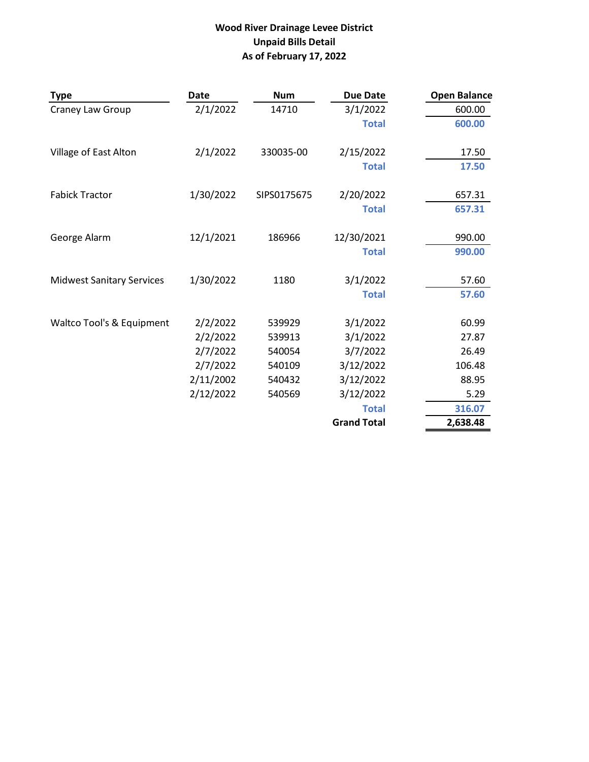**Wood River Drainage Levee District**
**Unpaid Bills Detail**
**As of February 17, 2022**

| Type | Date | Num | Due Date | Open Balance |
|---|---|---|---|---|
| Craney Law Group | 2/1/2022 | 14710 | 3/1/2022 | 600.00 |
| | | | **Total** | **600.00** |
| Village of East Alton | 2/1/2022 | 330035-00 | 2/15/2022 | 17.50 |
| | | | **Total** | **17.50** |
| Fabick Tractor | 1/30/2022 | SIPS0175675 | 2/20/2022 | 657.31 |
| | | | **Total** | **657.31** |
| George Alarm | 12/1/2021 | 186966 | 12/30/2021 | 990.00 |
| | | | **Total** | **990.00** |
| Midwest Sanitary Services | 1/30/2022 | 1180 | 3/1/2022 | 57.60 |
| | | | **Total** | **57.60** |
| Waltco Tool's & Equipment | 2/2/2022 | 539929 | 3/1/2022 | 60.99 |
| | 2/2/2022 | 539913 | 3/1/2022 | 27.87 |
| | 2/7/2022 | 540054 | 3/7/2022 | 26.49 |
| | 2/7/2022 | 540109 | 3/12/2022 | 106.48 |
| | 2/11/2002 | 540432 | 3/12/2022 | 88.95 |
| | 2/12/2022 | 540569 | 3/12/2022 | 5.29 |
| | | | **Total** | **316.07** |
| | | | **Grand Total** | **2,638.48** |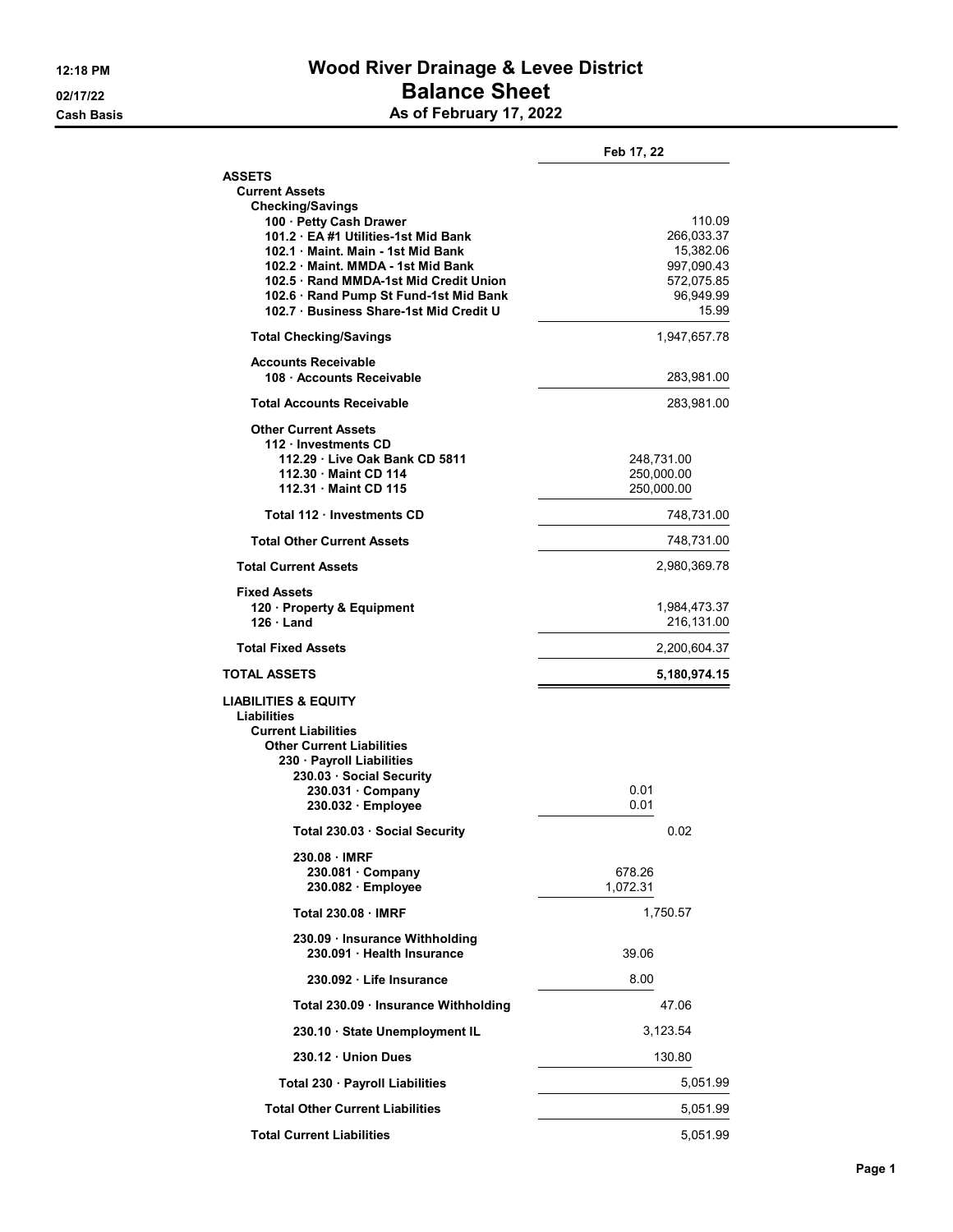# Wood River Drainage & Levee District

## Balance Sheet

### As of February 17, 2022

12:18 PM
02/17/22
Cash Basis

| | | Feb 17, 22 |
|---|---|---|
| **ASSETS** | | |
| **Current Assets** | | |
| **Checking/Savings** | | |
| 100 · Petty Cash Drawer | | 110.09 |
| 101.2 · EA #1 Utilities-1st Mid Bank | | 266,033.37 |
| 102.1 · Maint. Main - 1st Mid Bank | | 15,382.06 |
| 102.2 · Maint. MMDA - 1st Mid Bank | | 997,090.43 |
| 102.5 · Rand MMDA-1st Mid Credit Union | | 572,075.85 |
| 102.6 · Rand Pump St Fund-1st Mid Bank | | 96,949.99 |
| 102.7 · Business Share-1st Mid Credit U | | 15.99 |
| **Total Checking/Savings** | | 1,947,657.78 |
| **Accounts Receivable** | | |
| 108 · Accounts Receivable | | 283,981.00 |
| **Total Accounts Receivable** | | 283,981.00 |
| **Other Current Assets** | | |
| 112 · Investments CD | | |
| 112.29 · Live Oak Bank CD 5811 | 248,731.00 | |
| 112.30 · Maint CD 114 | 250,000.00 | |
| 112.31 · Maint CD 115 | 250,000.00 | |
| Total 112 · Investments CD | | 748,731.00 |
| **Total Other Current Assets** | | 748,731.00 |
| **Total Current Assets** | | 2,980,369.78 |
| **Fixed Assets** | | |
| 120 · Property & Equipment | | 1,984,473.37 |
| 126 · Land | | 216,131.00 |
| **Total Fixed Assets** | | 2,200,604.37 |
| **TOTAL ASSETS** | | **5,180,974.15** |
| **LIABILITIES & EQUITY** | | |
| **Liabilities** | | |
| **Current Liabilities** | | |
| **Other Current Liabilities** | | |
| 230 · Payroll Liabilities | | |
| 230.03 · Social Security | | |
| 230.031 · Company | 0.01 | |
| 230.032 · Employee | 0.01 | |
| Total 230.03 · Social Security | 0.02 | |
| 230.08 · IMRF | | |
| 230.081 · Company | 678.26 | |
| 230.082 · Employee | 1,072.31 | |
| Total 230.08 · IMRF | 1,750.57 | |
| 230.09 · Insurance Withholding | | |
| 230.091 · Health Insurance | 39.06 | |
| 230.092 · Life Insurance | 8.00 | |
| Total 230.09 · Insurance Withholding | 47.06 | |
| 230.10 · State Unemployment IL | 3,123.54 | |
| 230.12 · Union Dues | 130.80 | |
| Total 230 · Payroll Liabilities | | 5,051.99 |
| **Total Other Current Liabilities** | | 5,051.99 |
| **Total Current Liabilities** | | 5,051.99 |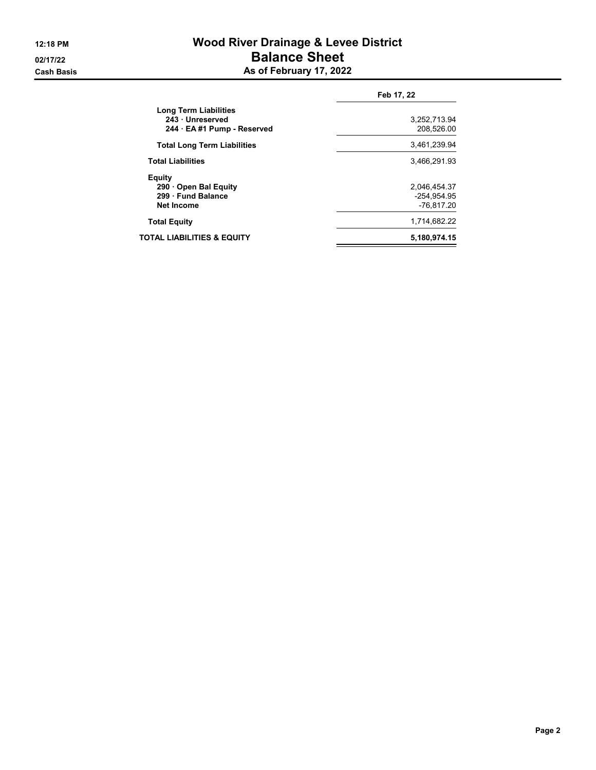# Wood River Drainage & Levee District

## Balance Sheet

### As of February 17, 2022

12:18 PM
02/17/22
Cash Basis

| | Feb 17, 22 |
|---|---|
| **Long Term Liabilities** | |
| **243 · Unreserved** | 3,252,713.94 |
| **244 · EA #1 Pump - Reserved** | 208,526.00 |
| **Total Long Term Liabilities** | 3,461,239.94 |
| **Total Liabilities** | 3,466,291.93 |
| **Equity** | |
| **290 · Open Bal Equity** | 2,046,454.37 |
| **299 · Fund Balance** | -254,954.95 |
| **Net Income** | -76,817.20 |
| **Total Equity** | 1,714,682.22 |
| **TOTAL LIABILITIES & EQUITY** | **5,180,974.15** |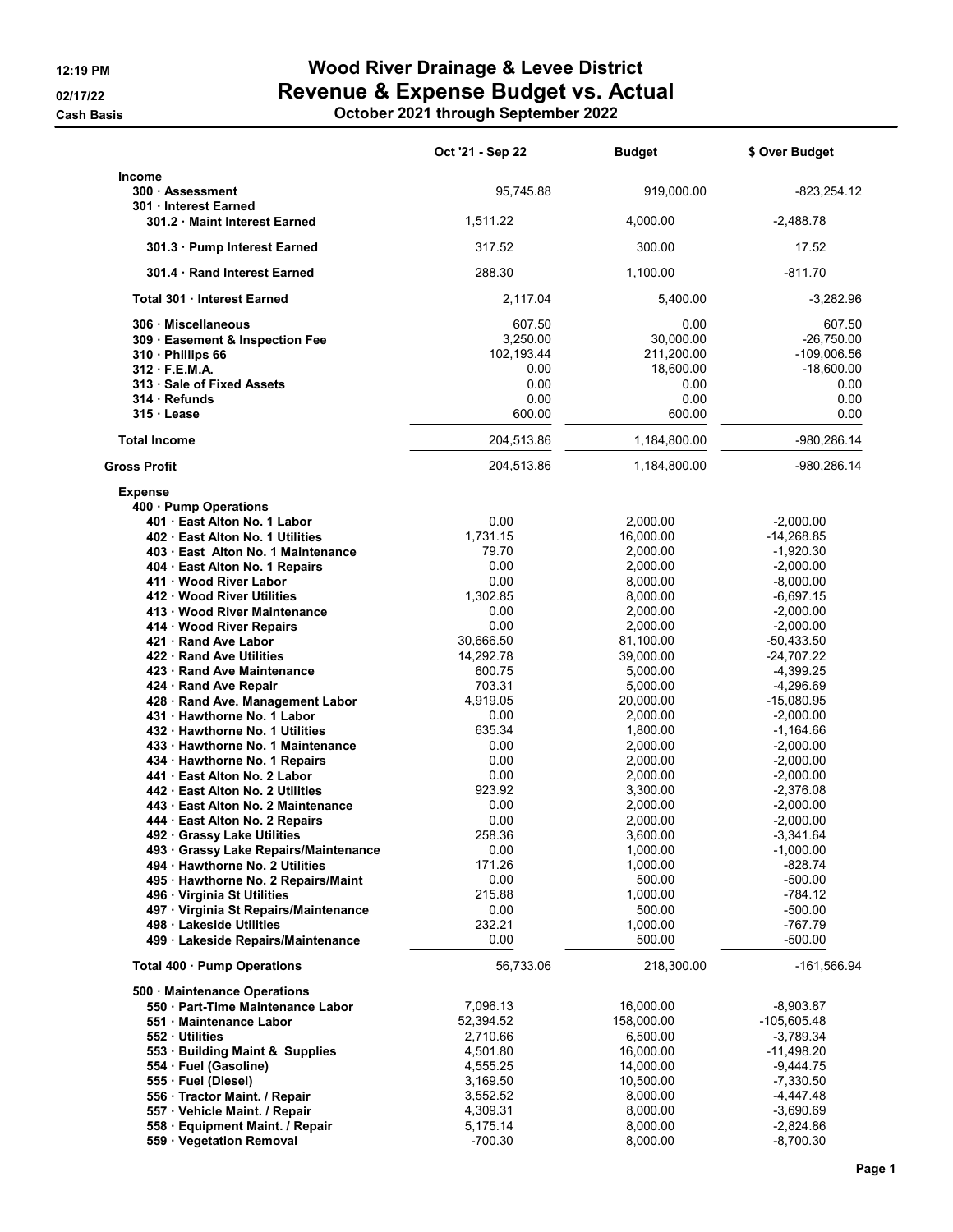# Wood River Drainage & Levee District

## Revenue & Expense Budget vs. Actual

### October 2021 through September 2022

12:19 PM
02/17/22
Cash Basis

| | Oct '21 - Sep 22 | Budget | $ Over Budget |
|---|---|---|---|
| **Income** | | | |
| **300 · Assessment** | 95,745.88 | 919,000.00 | -823,254.12 |
| **301 · Interest Earned** | | | |
| **301.2 · Maint Interest Earned** | 1,511.22 | 4,000.00 | -2,488.78 |
| **301.3 · Pump Interest Earned** | 317.52 | 300.00 | 17.52 |
| **301.4 · Rand Interest Earned** | 288.30 | 1,100.00 | -811.70 |
| **Total 301 · Interest Earned** | 2,117.04 | 5,400.00 | -3,282.96 |
| **306 · Miscellaneous** | 607.50 | 0.00 | 607.50 |
| **309 · Easement & Inspection Fee** | 3,250.00 | 30,000.00 | -26,750.00 |
| **310 · Phillips 66** | 102,193.44 | 211,200.00 | -109,006.56 |
| **312 · F.E.M.A.** | 0.00 | 18,600.00 | -18,600.00 |
| **313 · Sale of Fixed Assets** | 0.00 | 0.00 | 0.00 |
| **314 · Refunds** | 0.00 | 0.00 | 0.00 |
| **315 · Lease** | 600.00 | 600.00 | 0.00 |
| **Total Income** | 204,513.86 | 1,184,800.00 | -980,286.14 |
| **Gross Profit** | 204,513.86 | 1,184,800.00 | -980,286.14 |
| **Expense** | | | |
| **400 · Pump Operations** | | | |
| **401 · East Alton No. 1 Labor** | 0.00 | 2,000.00 | -2,000.00 |
| **402 · East Alton No. 1 Utilities** | 1,731.15 | 16,000.00 | -14,268.85 |
| **403 · East Alton No. 1 Maintenance** | 79.70 | 2,000.00 | -1,920.30 |
| **404 · East Alton No. 1 Repairs** | 0.00 | 2,000.00 | -2,000.00 |
| **411 · Wood River Labor** | 0.00 | 8,000.00 | -8,000.00 |
| **412 · Wood River Utilities** | 1,302.85 | 8,000.00 | -6,697.15 |
| **413 · Wood River Maintenance** | 0.00 | 2,000.00 | -2,000.00 |
| **414 · Wood River Repairs** | 0.00 | 2,000.00 | -2,000.00 |
| **421 · Rand Ave Labor** | 30,666.50 | 81,100.00 | -50,433.50 |
| **422 · Rand Ave Utilities** | 14,292.78 | 39,000.00 | -24,707.22 |
| **423 · Rand Ave Maintenance** | 600.75 | 5,000.00 | -4,399.25 |
| **424 · Rand Ave Repair** | 703.31 | 5,000.00 | -4,296.69 |
| **428 · Rand Ave. Management Labor** | 4,919.05 | 20,000.00 | -15,080.95 |
| **431 · Hawthorne No. 1 Labor** | 0.00 | 2,000.00 | -2,000.00 |
| **432 · Hawthorne No. 1 Utilities** | 635.34 | 1,800.00 | -1,164.66 |
| **433 · Hawthorne No. 1 Maintenance** | 0.00 | 2,000.00 | -2,000.00 |
| **434 · Hawthorne No. 1 Repairs** | 0.00 | 2,000.00 | -2,000.00 |
| **441 · East Alton No. 2 Labor** | 0.00 | 2,000.00 | -2,000.00 |
| **442 · East Alton No. 2 Utilities** | 923.92 | 3,300.00 | -2,376.08 |
| **443 · East Alton No. 2 Maintenance** | 0.00 | 2,000.00 | -2,000.00 |
| **444 · East Alton No. 2 Repairs** | 0.00 | 2,000.00 | -2,000.00 |
| **492 · Grassy Lake Utilities** | 258.36 | 3,600.00 | -3,341.64 |
| **493 · Grassy Lake Repairs/Maintenance** | 0.00 | 1,000.00 | -1,000.00 |
| **494 · Hawthorne No. 2 Utilities** | 171.26 | 1,000.00 | -828.74 |
| **495 · Hawthorne No. 2 Repairs/Maint** | 0.00 | 500.00 | -500.00 |
| **496 · Virginia St Utilities** | 215.88 | 1,000.00 | -784.12 |
| **497 · Virginia St Repairs/Maintenance** | 0.00 | 500.00 | -500.00 |
| **498 · Lakeside Utilities** | 232.21 | 1,000.00 | -767.79 |
| **499 · Lakeside Repairs/Maintenance** | 0.00 | 500.00 | -500.00 |
| **Total 400 · Pump Operations** | 56,733.06 | 218,300.00 | -161,566.94 |
| **500 · Maintenance Operations** | | | |
| **550 · Part-Time Maintenance Labor** | 7,096.13 | 16,000.00 | -8,903.87 |
| **551 · Maintenance Labor** | 52,394.52 | 158,000.00 | -105,605.48 |
| **552 · Utilities** | 2,710.66 | 6,500.00 | -3,789.34 |
| **553 · Building Maint & Supplies** | 4,501.80 | 16,000.00 | -11,498.20 |
| **554 · Fuel (Gasoline)** | 4,555.25 | 14,000.00 | -9,444.75 |
| **555 · Fuel (Diesel)** | 3,169.50 | 10,500.00 | -7,330.50 |
| **556 · Tractor Maint. / Repair** | 3,552.52 | 8,000.00 | -4,447.48 |
| **557 · Vehicle Maint. / Repair** | 4,309.31 | 8,000.00 | -3,690.69 |
| **558 · Equipment Maint. / Repair** | 5,175.14 | 8,000.00 | -2,824.86 |
| **559 · Vegetation Removal** | -700.30 | 8,000.00 | -8,700.30 |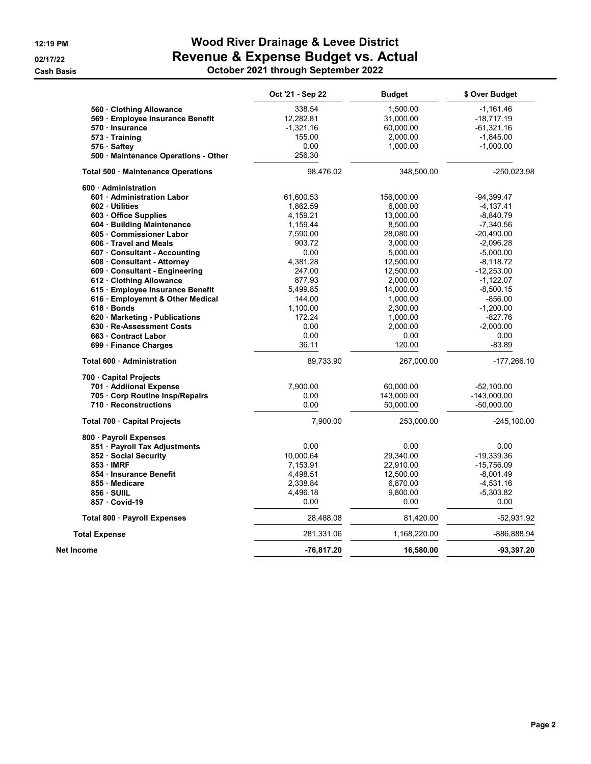# Wood River Drainage & Levee District

# Revenue & Expense Budget vs. Actual

12:19 PM
02/17/22
Cash Basis

**October 2021 through September 2022**

| | Oct '21 - Sep 22 | Budget | $ Over Budget |
|---|---|---|---|
| **560 · Clothing Allowance** | 338.54 | 1,500.00 | -1,161.46 |
| **569 · Employee Insurance Benefit** | 12,282.81 | 31,000.00 | -18,717.19 |
| **570 · Insurance** | -1,321.16 | 60,000.00 | -61,321.16 |
| **573 · Training** | 155.00 | 2,000.00 | -1,845.00 |
| **576 · Saftey** | 0.00 | 1,000.00 | -1,000.00 |
| **500 · Maintenance Operations - Other** | 256.30 | | |
| **Total 500 · Maintenance Operations** | 98,476.02 | 348,500.00 | -250,023.98 |
| **600 · Administration** | | | |
| **601 · Administration Labor** | 61,600.53 | 156,000.00 | -94,399.47 |
| **602 · Utilities** | 1,862.59 | 6,000.00 | -4,137.41 |
| **603 · Office Supplies** | 4,159.21 | 13,000.00 | -8,840.79 |
| **604 · Building Maintenance** | 1,159.44 | 8,500.00 | -7,340.56 |
| **605 · Commissioner Labor** | 7,590.00 | 28,080.00 | -20,490.00 |
| **606 · Travel and Meals** | 903.72 | 3,000.00 | -2,096.28 |
| **607 · Consultant - Accounting** | 0.00 | 5,000.00 | -5,000.00 |
| **608 · Consultant - Attorney** | 4,381.28 | 12,500.00 | -8,118.72 |
| **609 · Consultant - Engineering** | 247.00 | 12,500.00 | -12,253.00 |
| **612 · Clothing Allowance** | 877.93 | 2,000.00 | -1,122.07 |
| **615 · Employee Insurance Benefit** | 5,499.85 | 14,000.00 | -8,500.15 |
| **616 · Employemnt & Other Medical** | 144.00 | 1,000.00 | -856.00 |
| **618 · Bonds** | 1,100.00 | 2,300.00 | -1,200.00 |
| **620 · Marketing - Publications** | 172.24 | 1,000.00 | -827.76 |
| **630 · Re-Assessment Costs** | 0.00 | 2,000.00 | -2,000.00 |
| **663 · Contract Labor** | 0.00 | 0.00 | 0.00 |
| **699 · Finance Charges** | 36.11 | 120.00 | -83.89 |
| **Total 600 · Administration** | 89,733.90 | 267,000.00 | -177,266.10 |
| **700 · Capital Projects** | | | |
| **701 · Addiional Expense** | 7,900.00 | 60,000.00 | -52,100.00 |
| **705 · Corp Routine Insp/Repairs** | 0.00 | 143,000.00 | -143,000.00 |
| **710 · Reconstructions** | 0.00 | 50,000.00 | -50,000.00 |
| **Total 700 · Capital Projects** | 7,900.00 | 253,000.00 | -245,100.00 |
| **800 · Payroll Expenses** | | | |
| **851 · Payroll Tax Adjustments** | 0.00 | 0.00 | 0.00 |
| **852 · Social Security** | 10,000.64 | 29,340.00 | -19,339.36 |
| **853 · IMRF** | 7,153.91 | 22,910.00 | -15,756.09 |
| **854 · Insurance Benefit** | 4,498.51 | 12,500.00 | -8,001.49 |
| **855 · Medicare** | 2,338.84 | 6,870.00 | -4,531.16 |
| **856 · SUIIL** | 4,496.18 | 9,800.00 | -5,303.82 |
| **857 · Covid-19** | 0.00 | 0.00 | 0.00 |
| **Total 800 · Payroll Expenses** | 28,488.08 | 81,420.00 | -52,931.92 |
| **Total Expense** | 281,331.06 | 1,168,220.00 | -886,888.94 |
| **Net Income** | **-76,817.20** | **16,580.00** | **-93,397.20** |